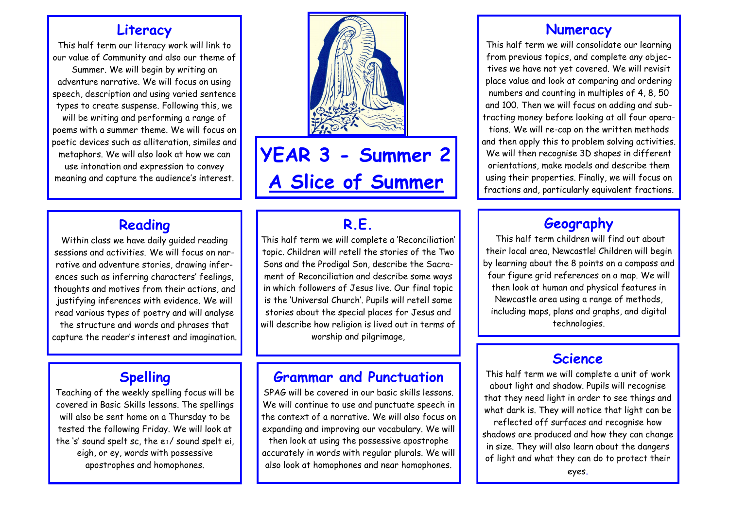# YEAR 3 - Summer 2

# A Slice of Summer

## Literacy

This half term our literacy work will link to our value of Community and also our theme of Summer. We will begin by writing an adventure narrative. We will focus on using speech, description and using varied sentence types to create suspense. Following this, we will be writing and performing a range of poems with a summer theme. We will focus on poetic devices such as alliteration, similes and metaphors. We will also look at how we can use intonation and expression to convey meaning and capture the audience's interest.

## Numeracy

This half term we will consolidate our learning from previous topics, and complete any objectives we have not yet covered. We will revisit place value and look at comparing and ordering numbers and counting in multiples of 4, 8, 50 and 100. Then we will focus on adding and subtracting money before looking at all four operations. We will re-cap on the written methods and then apply this to problem solving activities. We will then recognise 3D shapes in different orientations, make models and describe them using their properties. Finally, we will focus on fractions and, particularly equivalent fractions.

## Reading

Within class we have daily guided reading sessions and activities. We will focus on narrative and adventure stories, drawing inferences such as inferring characters' feelings, thoughts and motives from their actions, and justifying inferences with evidence. We will read various types of poetry and will analyse the structure and words and phrases that capture the reader's interest and imagination.

## R.E.

This half term we will complete a 'Reconciliation' topic. Children will retell the stories of the Two Sons and the Prodigal Son, describe the Sacrament of Reconciliation and describe some ways in which followers of Jesus live. Our final topic is the 'Universal Church'. Pupils will retell some stories about the special places for Jesus and will describe how religion is lived out in terms of worship and pilgrimage,

## Geography

This half term children will find out about their local area, Newcastle! Children will begin by learning about the 8 points on a compass and four figure grid references on a map. We will then look at human and physical features in Newcastle area using a range of methods, including maps, plans and graphs, and digital technologies.

## Spelling

Teaching of the weekly spelling focus will be covered in Basic Skills lessons. The spellings will also be sent home on a Thursday to be tested the following Friday. We will look at the 's' sound spelt sc, the eɪ/ sound spelt ei, eigh, or ey, words with possessive apostrophes and homophones.

## Grammar and Punctuation

SPAG will be covered in our basic skills lessons. We will continue to use and punctuate speech in the context of a narrative. We will also focus on expanding and improving our vocabulary. We will then look at using the possessive apostrophe accurately in words with regular plurals. We will also look at homophones and near homophones.

## Science

This half term we will complete a unit of work about light and shadow. Pupils will recognise that they need light in order to see things and what dark is. They will notice that light can be reflected off surfaces and recognise how shadows are produced and how they can change in size. They will also learn about the dangers of light and what they can do to protect their eyes.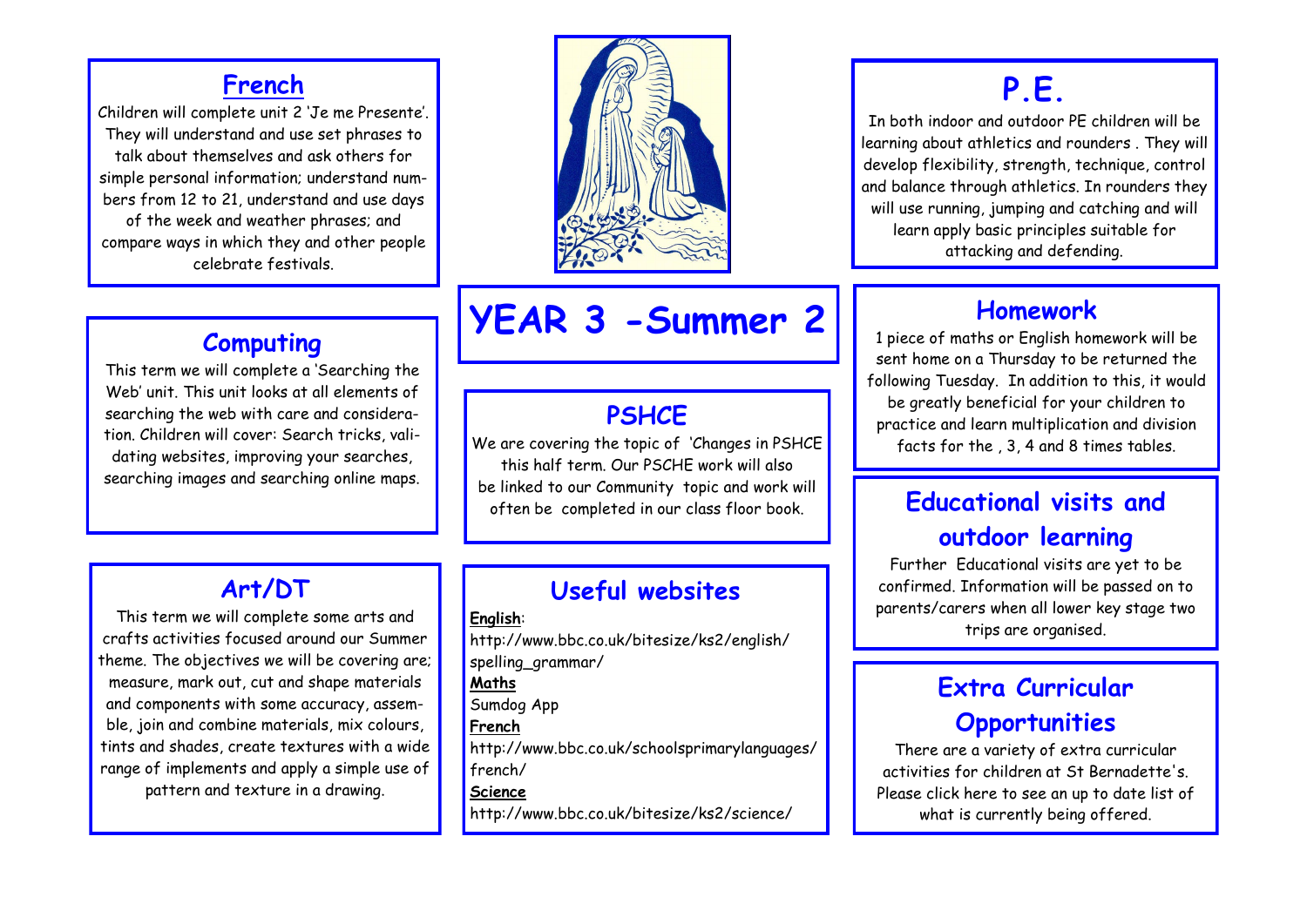# YEAR 3 -Summer 2

## French

Children will complete unit 2 'Je me Presente'. They will understand and use set phrases to talk about themselves and ask others for simple personal information; understand numbers from 12 to 21, understand and use days of the week and weather phrases; and compare ways in which they and other people celebrate festivals.

## Computing

This term we will complete a 'Searching the Web' unit. This unit looks at all elements of searching the web with care and consideration. Children will cover: Search tricks, validating websites, improving your searches, searching images and searching online maps.

## Art/DT

This term we will complete some arts and crafts activities focused around our Summer theme. The objectives we will be covering are; measure, mark out, cut and shape materials and components with some accuracy, assemble, join and combine materials, mix colours, tints and shades, create textures with a wide range of implements and apply a simple use of pattern and texture in a drawing.

## PSHCE

We are covering the topic of 'Changes in PSHCE this half term. Our PSCHE work will also be linked to our Community topic and work will often be completed in our class floor book.

## Useful websites

**English**:
http://www.bbc.co.uk/bitesize/ks2/english/spelling_grammar/

**Maths**
Sumdog App

**French**
http://www.bbc.co.uk/schoolsprimarylanguages/french/

**Science**
http://www.bbc.co.uk/bitesize/ks2/science/

## P.E.

In both indoor and outdoor PE children will be learning about athletics and rounders . They will develop flexibility, strength, technique, control and balance through athletics. In rounders they will use running, jumping and catching and will learn apply basic principles suitable for attacking and defending.

## Homework

1 piece of maths or English homework will be sent home on a Thursday to be returned the following Tuesday. In addition to this, it would be greatly beneficial for your children to practice and learn multiplication and division facts for the , 3, 4 and 8 times tables.

## Educational visits and outdoor learning

Further Educational visits are yet to be confirmed. Information will be passed on to parents/carers when all lower key stage two trips are organised.

## Extra Curricular Opportunities

There are a variety of extra curricular activities for children at St Bernadette's. Please click here to see an up to date list of what is currently being offered.